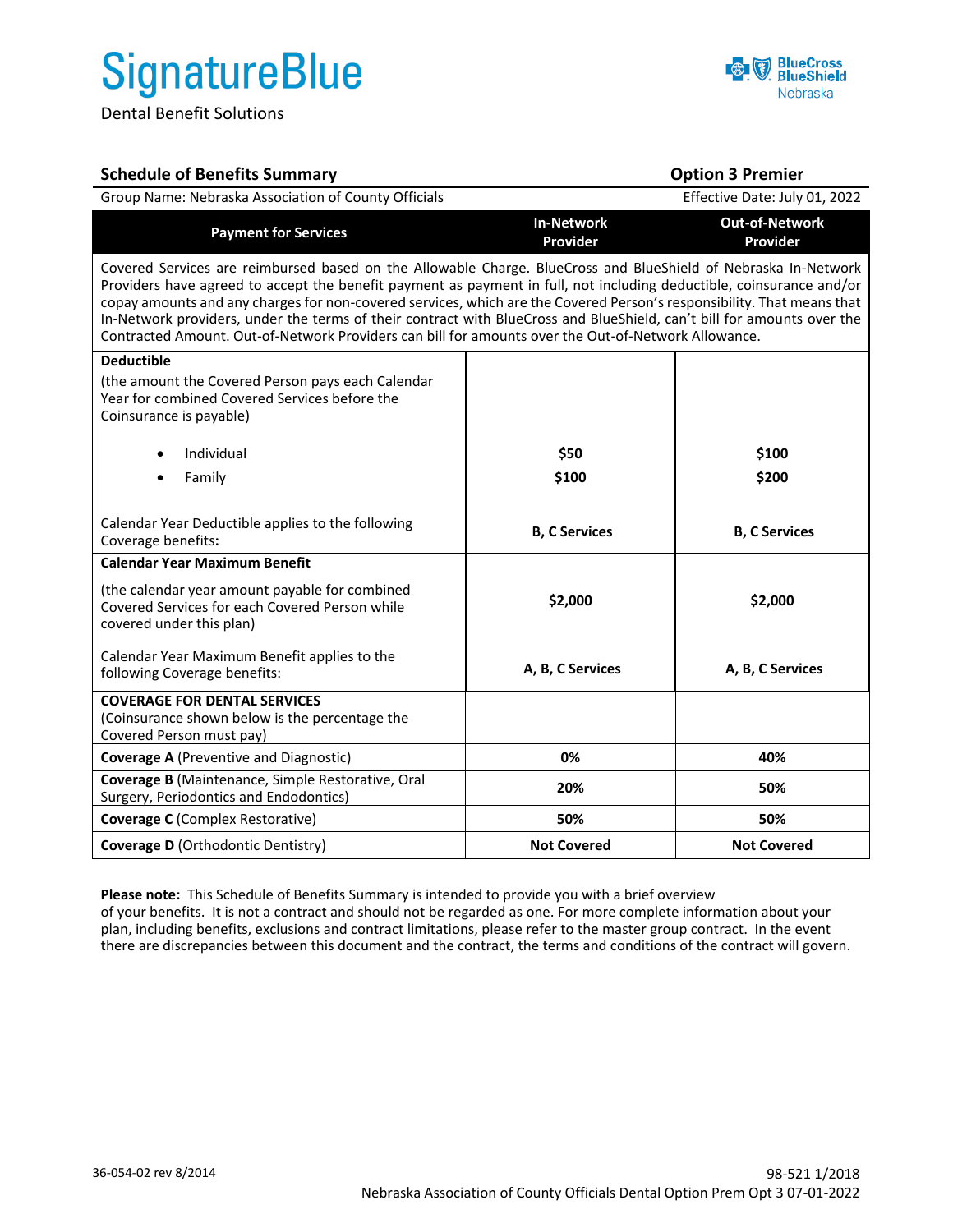# SignatureBlue

Dental Benefit Solutions

BlueCross BlueShield Nebraska

## Schedule of Benefits Summary — Option 3 Premier

Group Name: Nebraska Association of County Officials — Effective Date: July 01, 2022

| Payment for Services | In-Network Provider | Out-of-Network Provider |
|---|---|---|
| Covered Services are reimbursed based on the Allowable Charge. BlueCross and BlueShield of Nebraska In-Network Providers have agreed to accept the benefit payment as payment in full, not including deductible, coinsurance and/or copay amounts and any charges for non-covered services, which are the Covered Person's responsibility. That means that In-Network providers, under the terms of their contract with BlueCross and BlueShield, can't bill for amounts over the Contracted Amount. Out-of-Network Providers can bill for amounts over the Out-of-Network Allowance. | | |
| **Deductible** (the amount the Covered Person pays each Calendar Year for combined Covered Services before the Coinsurance is payable) | | |
| • Individual | **$50** | **$100** |
| • Family | **$100** | **$200** |
| Calendar Year Deductible applies to the following Coverage benefits**:** | **B, C Services** | **B, C Services** |
| **Calendar Year Maximum Benefit** (the calendar year amount payable for combined Covered Services for each Covered Person while covered under this plan) | **$2,000** | **$2,000** |
| Calendar Year Maximum Benefit applies to the following Coverage benefits: | **A, B, C Services** | **A, B, C Services** |
| **COVERAGE FOR DENTAL SERVICES** (Coinsurance shown below is the percentage the Covered Person must pay) | | |
| **Coverage A** (Preventive and Diagnostic) | **0%** | **40%** |
| **Coverage B** (Maintenance, Simple Restorative, Oral Surgery, Periodontics and Endodontics) | **20%** | **50%** |
| **Coverage C** (Complex Restorative) | **50%** | **50%** |
| **Coverage D** (Orthodontic Dentistry) | **Not Covered** | **Not Covered** |

**Please note:** This Schedule of Benefits Summary is intended to provide you with a brief overview of your benefits. It is not a contract and should not be regarded as one. For more complete information about your plan, including benefits, exclusions and contract limitations, please refer to the master group contract. In the event there are discrepancies between this document and the contract, the terms and conditions of the contract will govern.

36-054-02 rev 8/2014

98-521 1/2018

Nebraska Association of County Officials Dental Option Prem Opt 3 07-01-2022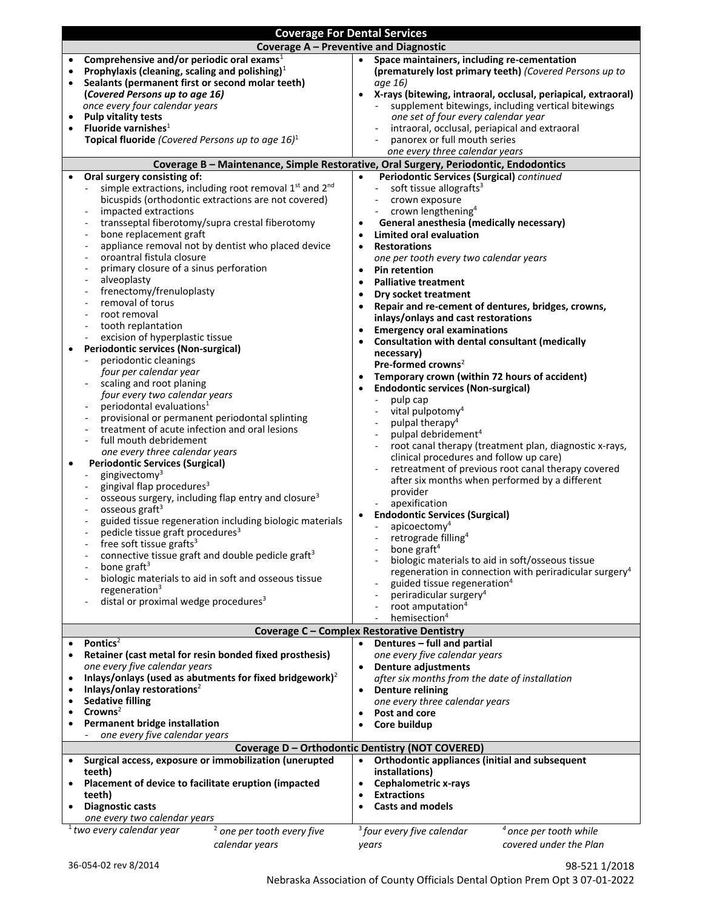# Coverage For Dental Services

## Coverage A – Preventive and Diagnostic

- **Comprehensive and/or periodic oral exams**[1]
- **Prophylaxis (cleaning, scaling and polishing)**[1]
- **Sealants (permanent first or second molar teeth) (*Covered Persons up to age 16)***
  *once every four calendar years*
- **Pulp vitality tests**
- **Fluoride varnishes**[1]
  **Topical fluoride** *(Covered Persons up to age 16)*[1]
- **Space maintainers, including re-cementation (prematurely lost primary teeth)** *(Covered Persons up to age 16)*
- **X-rays (bitewing, intraoral, occlusal, periapical, extraoral)**
  - supplement bitewings, including vertical bitewings
    *one set of four every calendar year*
  - intraoral, occlusal, periapical and extraoral
  - panorex or full mouth series
    *one every three calendar years*

## Coverage B – Maintenance, Simple Restorative, Oral Surgery, Periodontic, Endodontics

- **Oral surgery consisting of:**
  - simple extractions, including root removal 1st and 2nd bicuspids (orthodontic extractions are not covered)
  - impacted extractions
  - transseptal fiberotomy/supra crestal fiberotomy
  - bone replacement graft
  - appliance removal not by dentist who placed device
  - oroantral fistula closure
  - primary closure of a sinus perforation
  - alveoplasty
  - frenectomy/frenuloplasty
  - removal of torus
  - root removal
  - tooth replantation
  - excision of hyperplastic tissue
- **Periodontic services (Non-surgical)**
  - periodontic cleanings
    *four per calendar year*
  - scaling and root planing
    *four every two calendar years*
  - periodontal evaluations[1]
  - provisional or permanent periodontal splinting
  - treatment of acute infection and oral lesions
  - full mouth debridement
    *one every three calendar years*
- **Periodontic Services (Surgical)**
  - gingivectomy[3]
  - gingival flap procedures[3]
  - osseous surgery, including flap entry and closure[3]
  - osseous graft[3]
  - guided tissue regeneration including biologic materials
  - pedicle tissue graft procedures[3]
  - free soft tissue grafts[3]
  - connective tissue graft and double pedicle graft[3]
  - bone graft[3]
  - biologic materials to aid in soft and osseous tissue regeneration[3]
  - distal or proximal wedge procedures[3]
- **Periodontic Services (Surgical)** *continued*
  - soft tissue allografts[3]
  - crown exposure
  - crown lengthening[4]
- **General anesthesia (medically necessary)**
- **Limited oral evaluation**
- **Restorations**
  *one per tooth every two calendar years*
- **Pin retention**
- **Palliative treatment**
- **Dry socket treatment**
- **Repair and re-cement of dentures, bridges, crowns, inlays/onlays and cast restorations**
- **Emergency oral examinations**
- **Consultation with dental consultant (medically necessary)**
  **Pre-formed crowns**[2]
- **Temporary crown (within 72 hours of accident)**
- **Endodontic services (Non-surgical)**
  - pulp cap
  - vital pulpotomy[4]
  - pulpal therapy[4]
  - pulpal debridement[4]
  - root canal therapy (treatment plan, diagnostic x-rays, clinical procedures and follow up care)
  - retreatment of previous root canal therapy covered after six months when performed by a different provider
  - apexification
- **Endodontic Services (Surgical)**
  - apicoectomy[4]
  - retrograde filling[4]
  - bone graft[4]
  - biologic materials to aid in soft/osseous tissue regeneration in connection with periradicular surgery[4]
  - guided tissue regeneration[4]
  - periradicular surgery[4]
  - root amputation[4]
  - hemisection[4]

## Coverage C – Complex Restorative Dentistry

- **Pontics**[2]
- **Retainer (cast metal for resin bonded fixed prosthesis)**
  *one every five calendar years*
- **Inlays/onlays (used as abutments for fixed bridgework)**[2]
- **Inlays/onlay restorations**[2]
- **Sedative filling**
- **Crowns**[2]
- **Permanent bridge installation**
  - *one every five calendar years*
- **Dentures – full and partial**
  *one every five calendar years*
- **Denture adjustments**
  *after six months from the date of installation*
- **Denture relining**
  *one every three calendar years*
- **Post and core**
- **Core buildup**

## Coverage D – Orthodontic Dentistry (NOT COVERED)

- **Surgical access, exposure or immobilization (unerupted teeth)**
- **Placement of device to facilitate eruption (impacted teeth)**
- **Diagnostic casts**
  *one every two calendar years*
- **Orthodontic appliances (initial and subsequent installations)**
- **Cephalometric x-rays**
- **Extractions**
- **Casts and models**

[1] *two every calendar year* [2] *one per tooth every five calendar years* [3] *four every five calendar years* [4] *once per tooth while covered under the Plan*

36-054-02 rev 8/2014

98-521 1/2018
Nebraska Association of County Officials Dental Option Prem Opt 3 07-01-2022